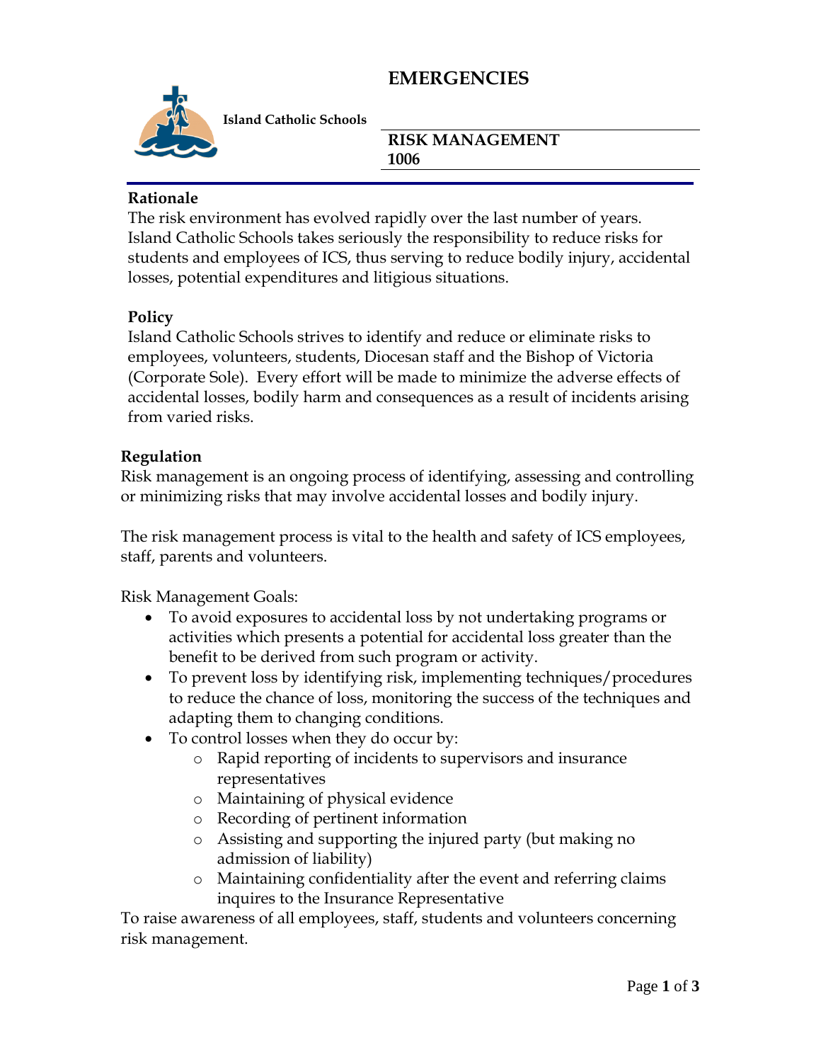# EMERGENCIES

**Island Catholic Schools**

**RISK MANAGEMENT**
**1006**

### Rationale

The risk environment has evolved rapidly over the last number of years. Island Catholic Schools takes seriously the responsibility to reduce risks for students and employees of ICS, thus serving to reduce bodily injury, accidental losses, potential expenditures and litigious situations.

### Policy

Island Catholic Schools strives to identify and reduce or eliminate risks to employees, volunteers, students, Diocesan staff and the Bishop of Victoria (Corporate Sole). Every effort will be made to minimize the adverse effects of accidental losses, bodily harm and consequences as a result of incidents arising from varied risks.

### Regulation

Risk management is an ongoing process of identifying, assessing and controlling or minimizing risks that may involve accidental losses and bodily injury.

The risk management process is vital to the health and safety of ICS employees, staff, parents and volunteers.

Risk Management Goals:

- To avoid exposures to accidental loss by not undertaking programs or activities which presents a potential for accidental loss greater than the benefit to be derived from such program or activity.
- To prevent loss by identifying risk, implementing techniques/procedures to reduce the chance of loss, monitoring the success of the techniques and adapting them to changing conditions.
- To control losses when they do occur by:
  - Rapid reporting of incidents to supervisors and insurance representatives
  - Maintaining of physical evidence
  - Recording of pertinent information
  - Assisting and supporting the injured party (but making no admission of liability)
  - Maintaining confidentiality after the event and referring claims inquires to the Insurance Representative

To raise awareness of all employees, staff, students and volunteers concerning risk management.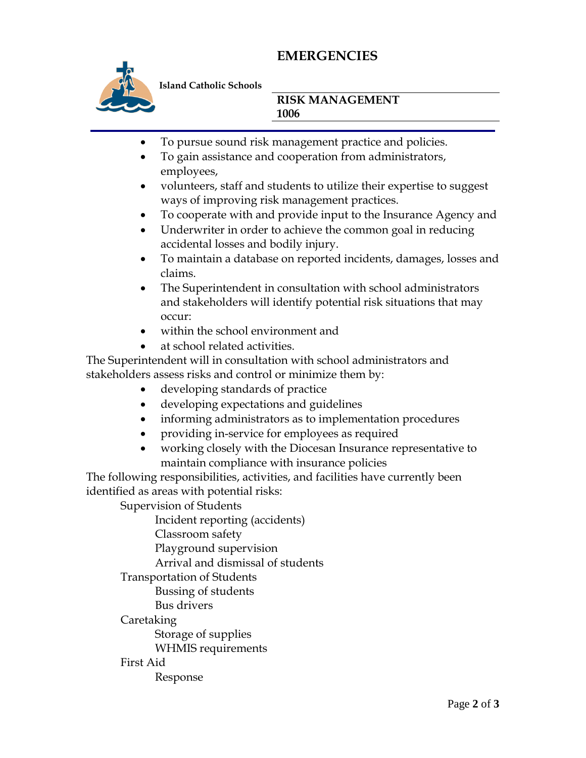- To pursue sound risk management practice and policies.
- To gain assistance and cooperation from administrators, employees,
- volunteers, staff and students to utilize their expertise to suggest ways of improving risk management practices.
- To cooperate with and provide input to the Insurance Agency and
- Underwriter in order to achieve the common goal in reducing accidental losses and bodily injury.
- To maintain a database on reported incidents, damages, losses and claims.
- The Superintendent in consultation with school administrators and stakeholders will identify potential risk situations that may occur:
- within the school environment and
- at school related activities.

The Superintendent will in consultation with school administrators and stakeholders assess risks and control or minimize them by:

- developing standards of practice
- developing expectations and guidelines
- informing administrators as to implementation procedures
- providing in-service for employees as required
- working closely with the Diocesan Insurance representative to maintain compliance with insurance policies

The following responsibilities, activities, and facilities have currently been identified as areas with potential risks:

- Supervision of Students
  - Incident reporting (accidents)
  - Classroom safety
  - Playground supervision
  - Arrival and dismissal of students
- Transportation of Students
  - Bussing of students
  - Bus drivers
- Caretaking
  - Storage of supplies
  - WHMIS requirements
- First Aid
  - Response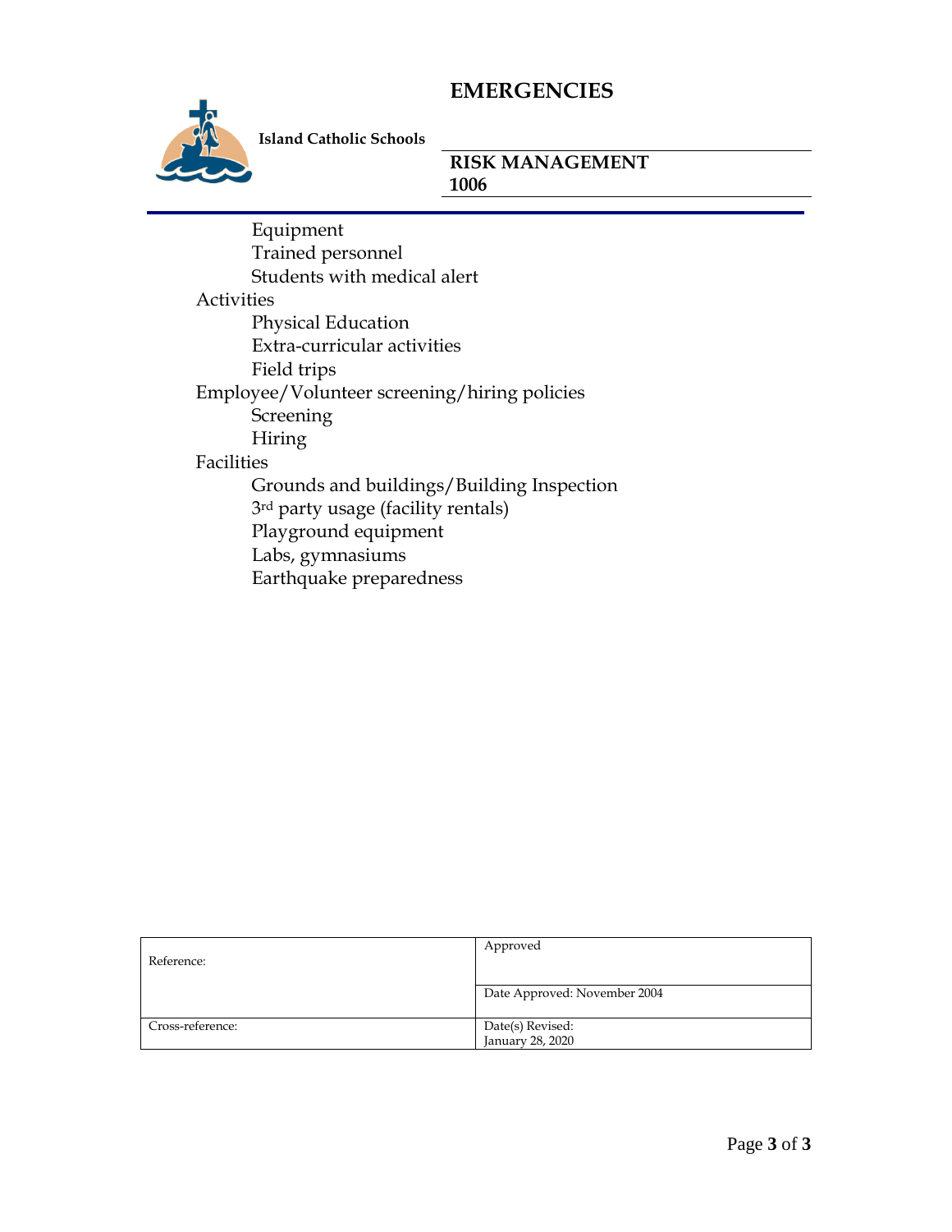- Equipment
- Trained personnel
- Students with medical alert

Activities

- Physical Education
- Extra-curricular activities
- Field trips

Employee/Volunteer screening/hiring policies

- Screening
- Hiring

Facilities

- Grounds and buildings/Building Inspection
- 3rd party usage (facility rentals)
- Playground equipment
- Labs, gymnasiums
- Earthquake preparedness

| | |
|---|---|
| Reference: | Approved<br><br>Date Approved: November 2004 |
| Cross-reference: | Date(s) Revised:<br>January 28, 2020 |